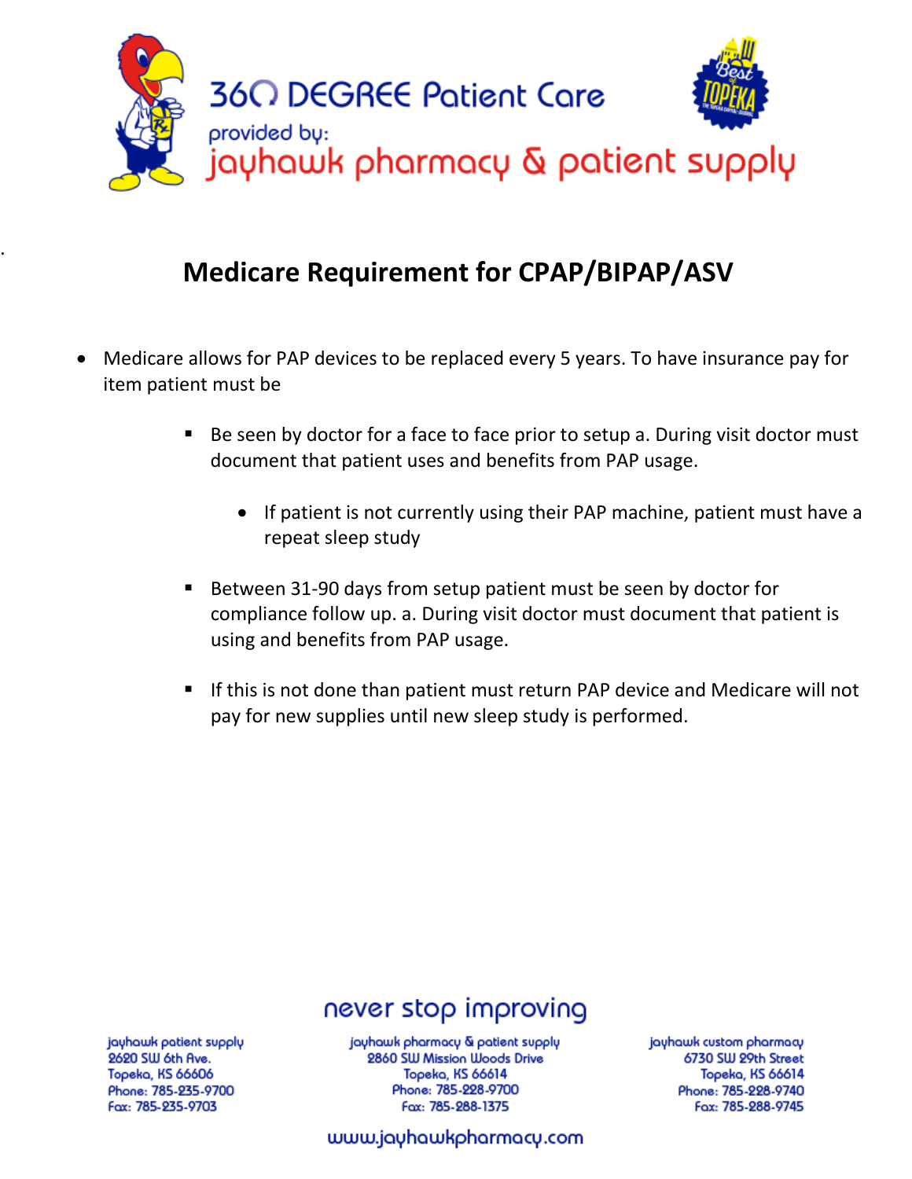360 DEGREE Patient Care

provided by:

jayhawk pharmacy & patient supply

# Medicare Requirement for CPAP/BIPAP/ASV

- Medicare allows for PAP devices to be replaced every 5 years. To have insurance pay for item patient must be
  - Be seen by doctor for a face to face prior to setup a. During visit doctor must document that patient uses and benefits from PAP usage.
    - If patient is not currently using their PAP machine, patient must have a repeat sleep study
  - Between 31-90 days from setup patient must be seen by doctor for compliance follow up. a. During visit doctor must document that patient is using and benefits from PAP usage.
  - If this is not done than patient must return PAP device and Medicare will not pay for new supplies until new sleep study is performed.

never stop improving

jayhawk patient supply
2620 SW 6th Ave.
Topeka, KS 66606
Phone: 785-235-9700
Fax: 785-235-9703

jayhawk pharmacy & patient supply
2860 SW Mission Woods Drive
Topeka, KS 66614
Phone: 785-228-9700
Fax: 785-288-1375

jayhawk custom pharmacy
6730 SW 29th Street
Topeka, KS 66614
Phone: 785-228-9740
Fax: 785-288-9745

www.jayhawkpharmacy.com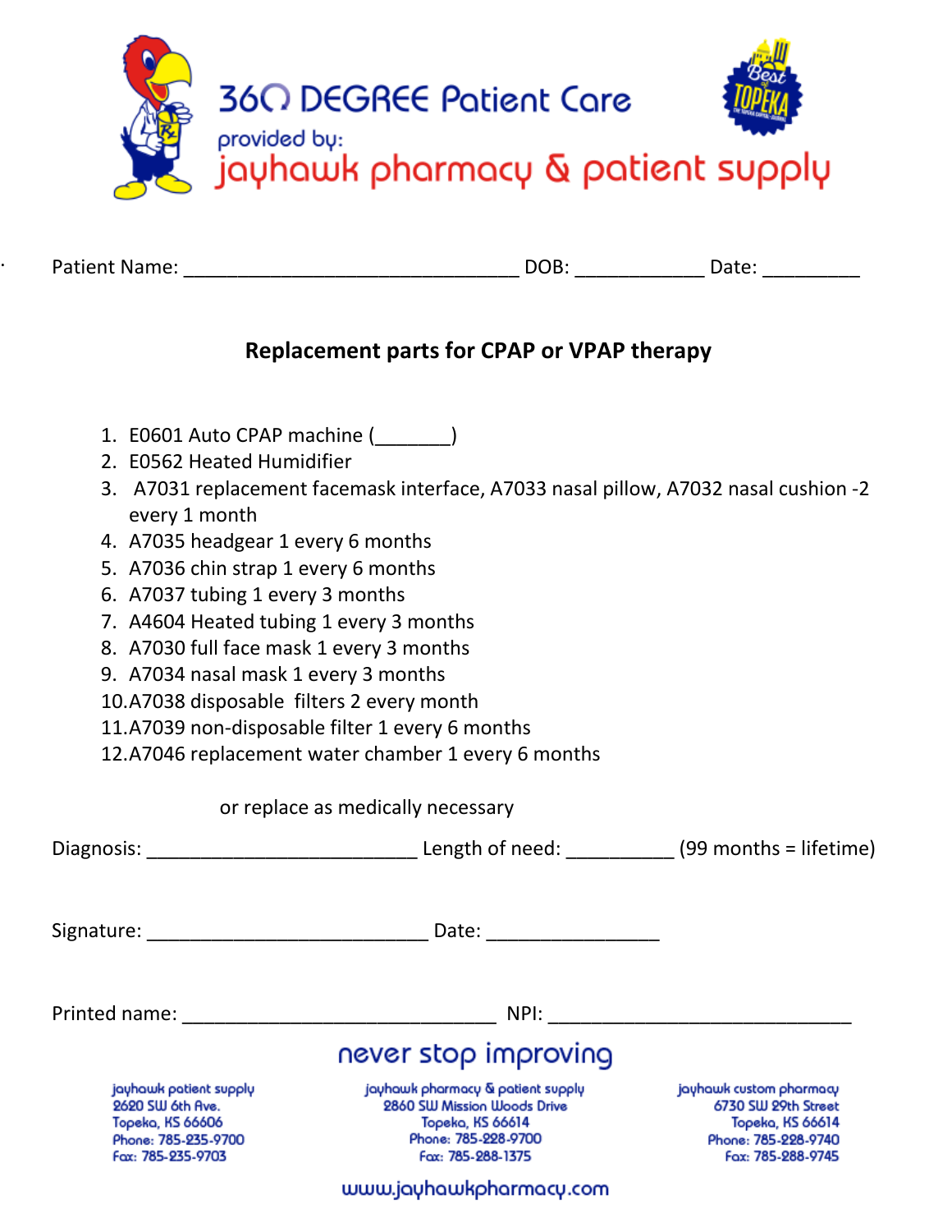360 DEGREE Patient Care

provided by:

jayhawk pharmacy & patient supply

Patient Name: ______________________________ DOB: ___________ Date: _________

## Replacement parts for CPAP or VPAP therapy

1. E0601 Auto CPAP machine (_______)
2. E0562 Heated Humidifier
3. A7031 replacement facemask interface, A7033 nasal pillow, A7032 nasal cushion -2 every 1 month
4. A7035 headgear 1 every 6 months
5. A7036 chin strap 1 every 6 months
6. A7037 tubing 1 every 3 months
7. A4604 Heated tubing 1 every 3 months
8. A7030 full face mask 1 every 3 months
9. A7034 nasal mask 1 every 3 months
10. A7038 disposable filters 2 every month
11. A7039 non-disposable filter 1 every 6 months
12. A7046 replacement water chamber 1 every 6 months

or replace as medically necessary

Diagnosis: ________________________ Length of need: __________ (99 months = lifetime)

Signature: _________________________ Date: ________________

Printed name: ____________________________ NPI: ____________________________

never stop improving

jayhawk patient supply
2620 SW 6th Ave.
Topeka, KS 66606
Phone: 785-235-9700
Fax: 785-235-9703

jayhawk pharmacy & patient supply
2860 SW Mission Woods Drive
Topeka, KS 66614
Phone: 785-228-9700
Fax: 785-288-1375

jayhawk custom pharmacy
6730 SW 29th Street
Topeka, KS 66614
Phone: 785-228-9740
Fax: 785-288-9745

www.jayhawkpharmacy.com